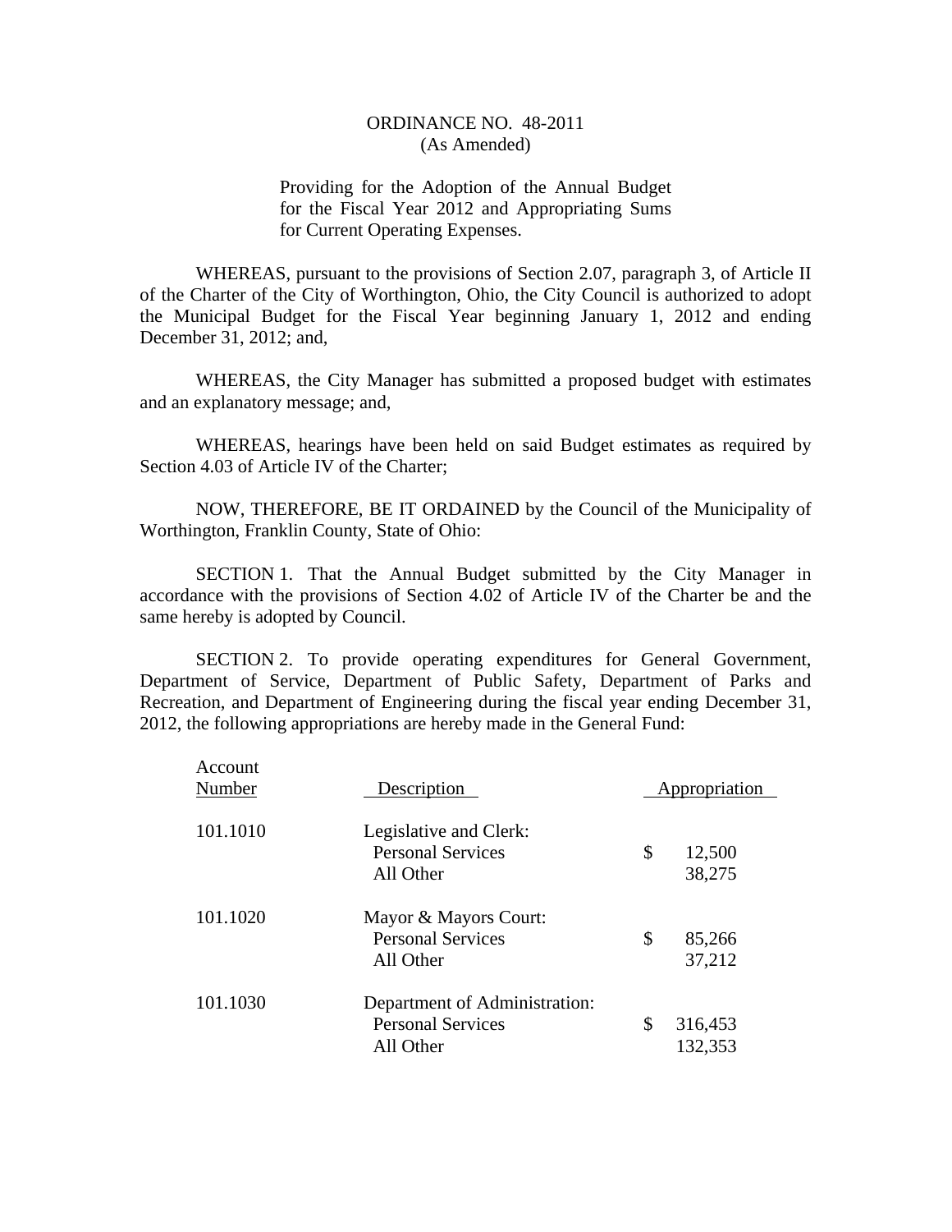ORDINANCE NO. 48-2011
(As Amended)

Providing for the Adoption of the Annual Budget for the Fiscal Year 2012 and Appropriating Sums for Current Operating Expenses.

WHEREAS, pursuant to the provisions of Section 2.07, paragraph 3, of Article II of the Charter of the City of Worthington, Ohio, the City Council is authorized to adopt the Municipal Budget for the Fiscal Year beginning January 1, 2012 and ending December 31, 2012; and,

WHEREAS, the City Manager has submitted a proposed budget with estimates and an explanatory message; and,

WHEREAS, hearings have been held on said Budget estimates as required by Section 4.03 of Article IV of the Charter;

NOW, THEREFORE, BE IT ORDAINED by the Council of the Municipality of Worthington, Franklin County, State of Ohio:

SECTION 1. That the Annual Budget submitted by the City Manager in accordance with the provisions of Section 4.02 of Article IV of the Charter be and the same hereby is adopted by Council.

SECTION 2. To provide operating expenditures for General Government, Department of Service, Department of Public Safety, Department of Parks and Recreation, and Department of Engineering during the fiscal year ending December 31, 2012, the following appropriations are hereby made in the General Fund:

| Account Number | Description | Appropriation |
|---|---|---|
| 101.1010 | Legislative and Clerk: | |
| | Personal Services | $ 12,500 |
| | All Other | 38,275 |
| 101.1020 | Mayor & Mayors Court: | |
| | Personal Services | $ 85,266 |
| | All Other | 37,212 |
| 101.1030 | Department of Administration: | |
| | Personal Services | $ 316,453 |
| | All Other | 132,353 |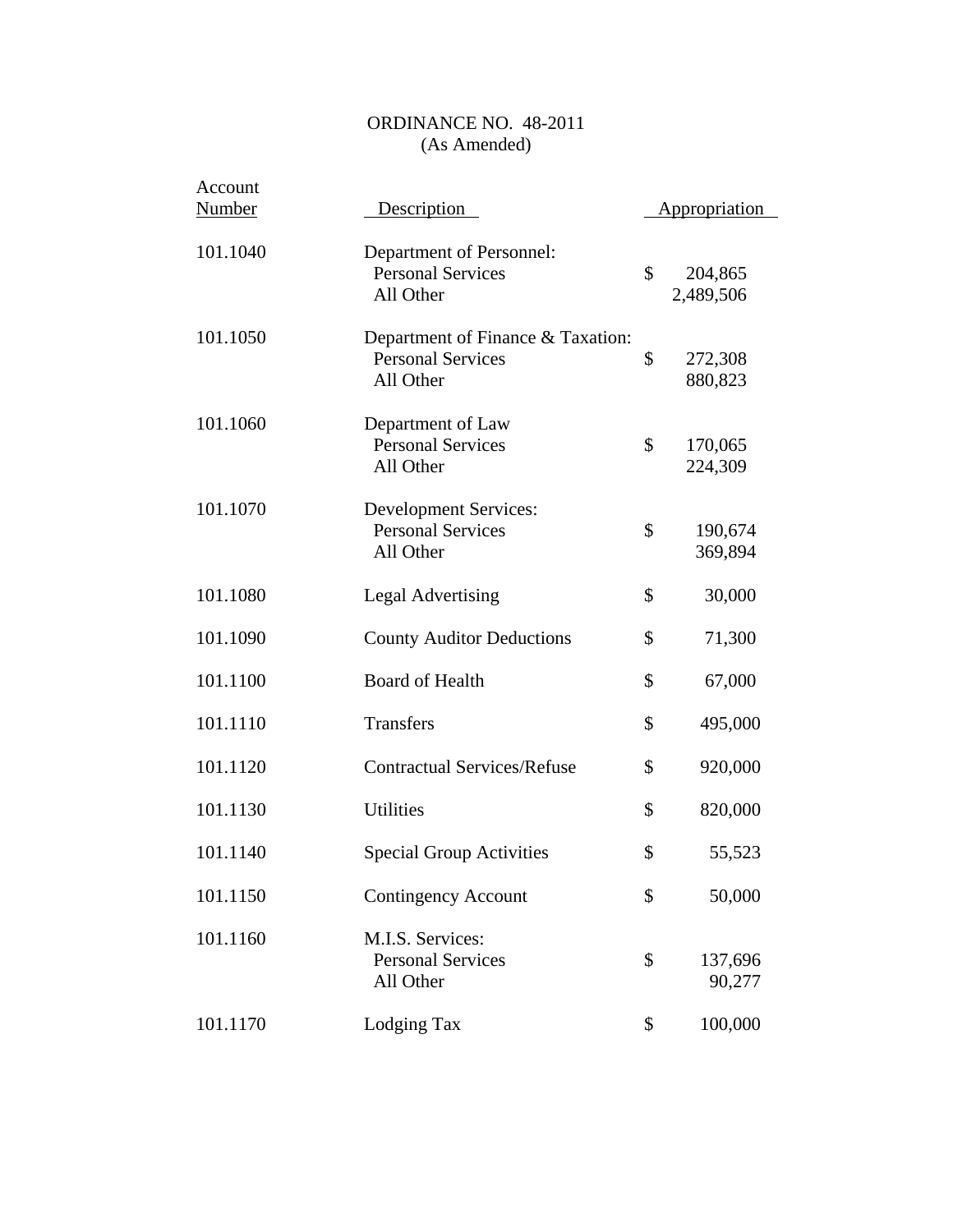ORDINANCE NO. 48-2011
(As Amended)

| Account Number | Description | Appropriation |
|---|---|---|
| 101.1040 | Department of Personnel: | |
| | Personal Services | $ 204,865 |
| | All Other | 2,489,506 |
| 101.1050 | Department of Finance & Taxation: | |
| | Personal Services | $ 272,308 |
| | All Other | 880,823 |
| 101.1060 | Department of Law | |
| | Personal Services | $ 170,065 |
| | All Other | 224,309 |
| 101.1070 | Development Services: | |
| | Personal Services | $ 190,674 |
| | All Other | 369,894 |
| 101.1080 | Legal Advertising | $ 30,000 |
| 101.1090 | County Auditor Deductions | $ 71,300 |
| 101.1100 | Board of Health | $ 67,000 |
| 101.1110 | Transfers | $ 495,000 |
| 101.1120 | Contractual Services/Refuse | $ 920,000 |
| 101.1130 | Utilities | $ 820,000 |
| 101.1140 | Special Group Activities | $ 55,523 |
| 101.1150 | Contingency Account | $ 50,000 |
| 101.1160 | M.I.S. Services: | |
| | Personal Services | $ 137,696 |
| | All Other | 90,277 |
| 101.1170 | Lodging Tax | $ 100,000 |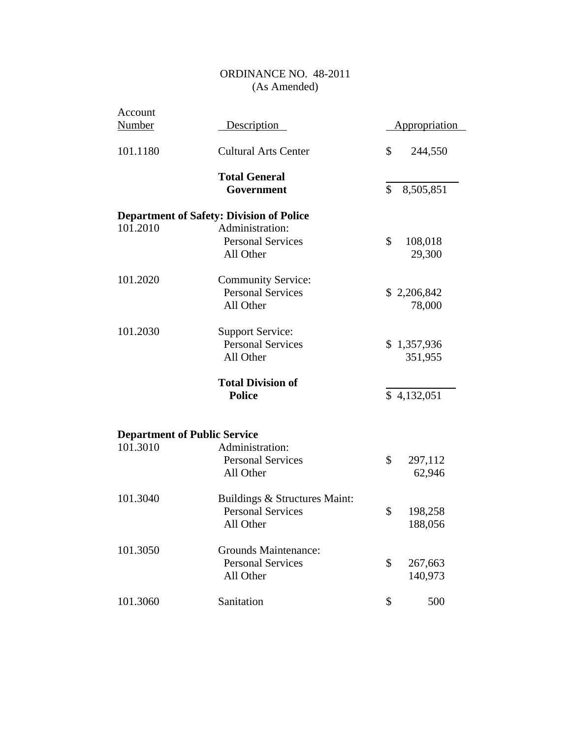ORDINANCE NO. 48-2011
(As Amended)

| Account Number | Description | Appropriation |
|---|---|---|
| 101.1180 | Cultural Arts Center | $ 244,550 |
| | **Total General Government** | $ 8,505,851 |
| **Department of Safety: Division of Police** | | |
| 101.2010 | Administration: | |
| | Personal Services | $ 108,018 |
| | All Other | 29,300 |
| 101.2020 | Community Service: | |
| | Personal Services | $ 2,206,842 |
| | All Other | 78,000 |
| 101.2030 | Support Service: | |
| | Personal Services | $ 1,357,936 |
| | All Other | 351,955 |
| | **Total Division of Police** | $ 4,132,051 |
| **Department of Public Service** | | |
| 101.3010 | Administration: | |
| | Personal Services | $ 297,112 |
| | All Other | 62,946 |
| 101.3040 | Buildings & Structures Maint: | |
| | Personal Services | $ 198,258 |
| | All Other | 188,056 |
| 101.3050 | Grounds Maintenance: | |
| | Personal Services | $ 267,663 |
| | All Other | 140,973 |
| 101.3060 | Sanitation | $ 500 |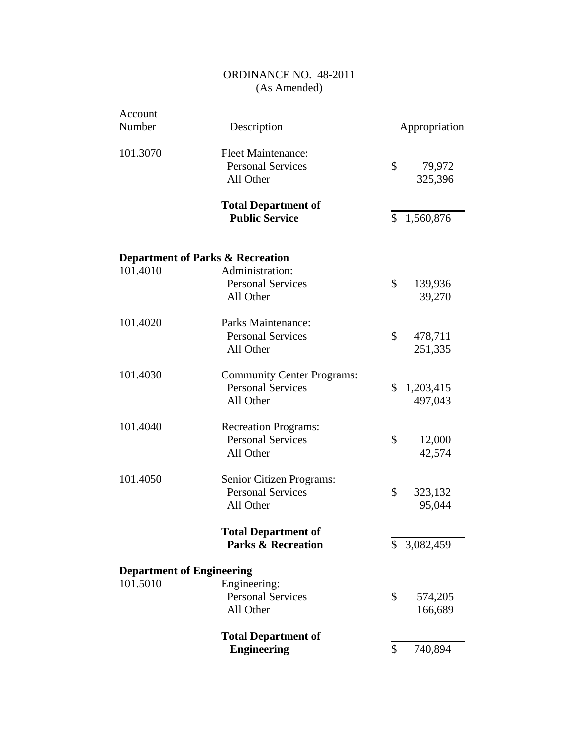ORDINANCE NO. 48-2011
(As Amended)

| Account Number | Description | Appropriation |
|---|---|---|
| 101.3070 | Fleet Maintenance: | |
| | Personal Services | $ 79,972 |
| | All Other | 325,396 |
| | **Total Department of Public Service** | $ 1,560,876 |
| **Department of Parks & Recreation** | | |
| 101.4010 | Administration: | |
| | Personal Services | $ 139,936 |
| | All Other | 39,270 |
| 101.4020 | Parks Maintenance: | |
| | Personal Services | $ 478,711 |
| | All Other | 251,335 |
| 101.4030 | Community Center Programs: | |
| | Personal Services | $ 1,203,415 |
| | All Other | 497,043 |
| 101.4040 | Recreation Programs: | |
| | Personal Services | $ 12,000 |
| | All Other | 42,574 |
| 101.4050 | Senior Citizen Programs: | |
| | Personal Services | $ 323,132 |
| | All Other | 95,044 |
| | **Total Department of Parks & Recreation** | $ 3,082,459 |
| **Department of Engineering** | | |
| 101.5010 | Engineering: | |
| | Personal Services | $ 574,205 |
| | All Other | 166,689 |
| | **Total Department of Engineering** | $ 740,894 |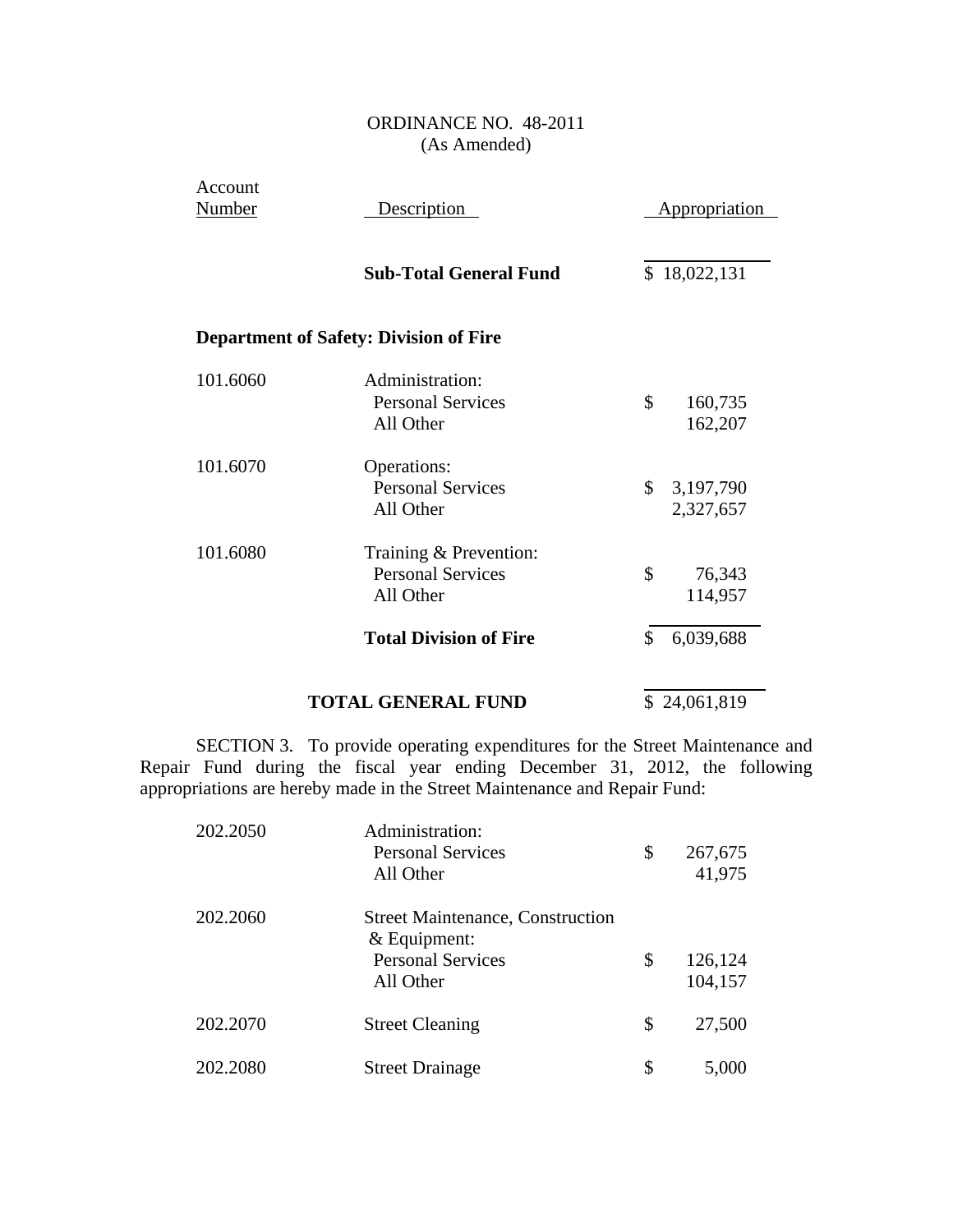ORDINANCE NO. 48-2011
(As Amended)

| Account Number | Description | Appropriation |
|---|---|---|
| | **Sub-Total General Fund** | $ 18,022,131 |
| | | |
| **Department of Safety: Division of Fire** | | |
| 101.6060 | Administration: | |
| | Personal Services | $ 160,735 |
| | All Other | 162,207 |
| 101.6070 | Operations: | |
| | Personal Services | $ 3,197,790 |
| | All Other | 2,327,657 |
| 101.6080 | Training & Prevention: | |
| | Personal Services | $ 76,343 |
| | All Other | 114,957 |
| | **Total Division of Fire** | $ 6,039,688 |
| | | |
| | **TOTAL GENERAL FUND** | $ 24,061,819 |

SECTION 3. To provide operating expenditures for the Street Maintenance and Repair Fund during the fiscal year ending December 31, 2012, the following appropriations are hereby made in the Street Maintenance and Repair Fund:

| Account Number | Description | Appropriation |
|---|---|---|
| 202.2050 | Administration: | |
| | Personal Services | $ 267,675 |
| | All Other | 41,975 |
| 202.2060 | Street Maintenance, Construction & Equipment: | |
| | Personal Services | $ 126,124 |
| | All Other | 104,157 |
| 202.2070 | Street Cleaning | $ 27,500 |
| 202.2080 | Street Drainage | $ 5,000 |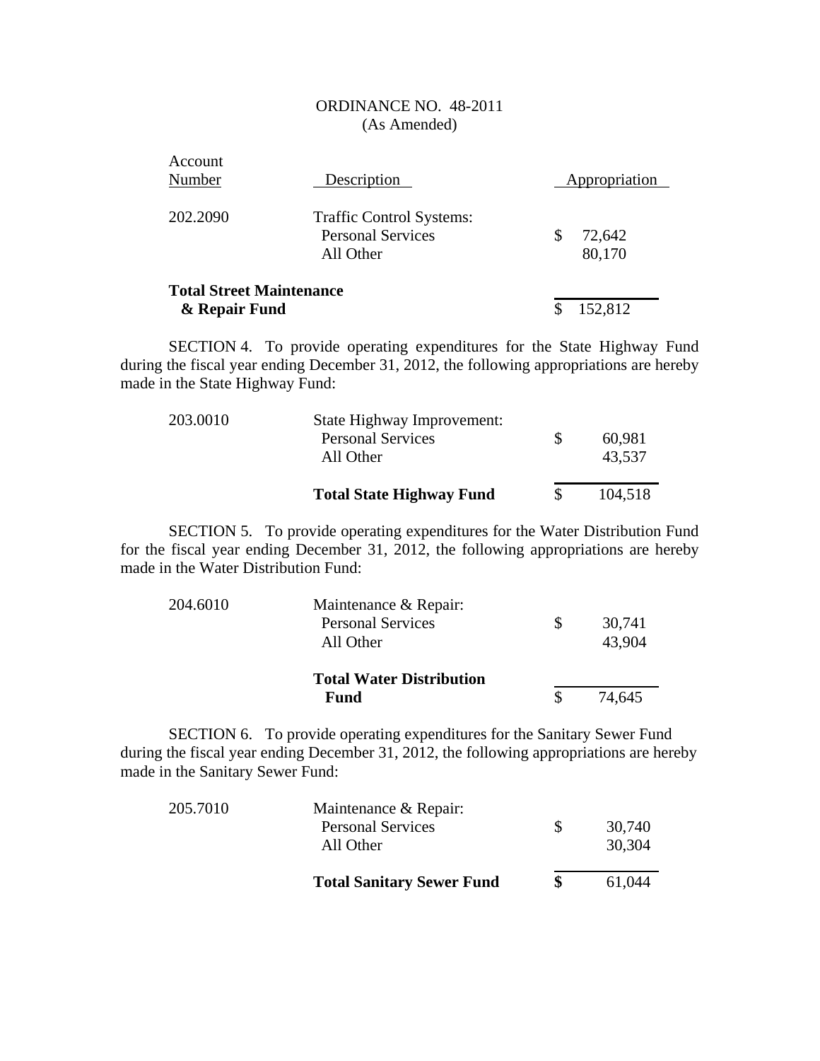ORDINANCE NO. 48-2011
(As Amended)

| Account Number | Description | Appropriation |
|---|---|---|
| 202.2090 | Traffic Control Systems: | |
| | Personal Services | $ 72,642 |
| | All Other | 80,170 |
| **Total Street Maintenance & Repair Fund** | | $ 152,812 |

SECTION 4. To provide operating expenditures for the State Highway Fund during the fiscal year ending December 31, 2012, the following appropriations are hereby made in the State Highway Fund:

| | | |
|---|---|---|
| 203.0010 | State Highway Improvement: | |
| | Personal Services | $ 60,981 |
| | All Other | 43,537 |
| | **Total State Highway Fund** | $ 104,518 |

SECTION 5. To provide operating expenditures for the Water Distribution Fund for the fiscal year ending December 31, 2012, the following appropriations are hereby made in the Water Distribution Fund:

| | | |
|---|---|---|
| 204.6010 | Maintenance & Repair: | |
| | Personal Services | $ 30,741 |
| | All Other | 43,904 |
| | **Total Water Distribution Fund** | $ 74,645 |

SECTION 6. To provide operating expenditures for the Sanitary Sewer Fund during the fiscal year ending December 31, 2012, the following appropriations are hereby made in the Sanitary Sewer Fund:

| | | |
|---|---|---|
| 205.7010 | Maintenance & Repair: | |
| | Personal Services | $ 30,740 |
| | All Other | 30,304 |
| | **Total Sanitary Sewer Fund** | **$** 61,044 |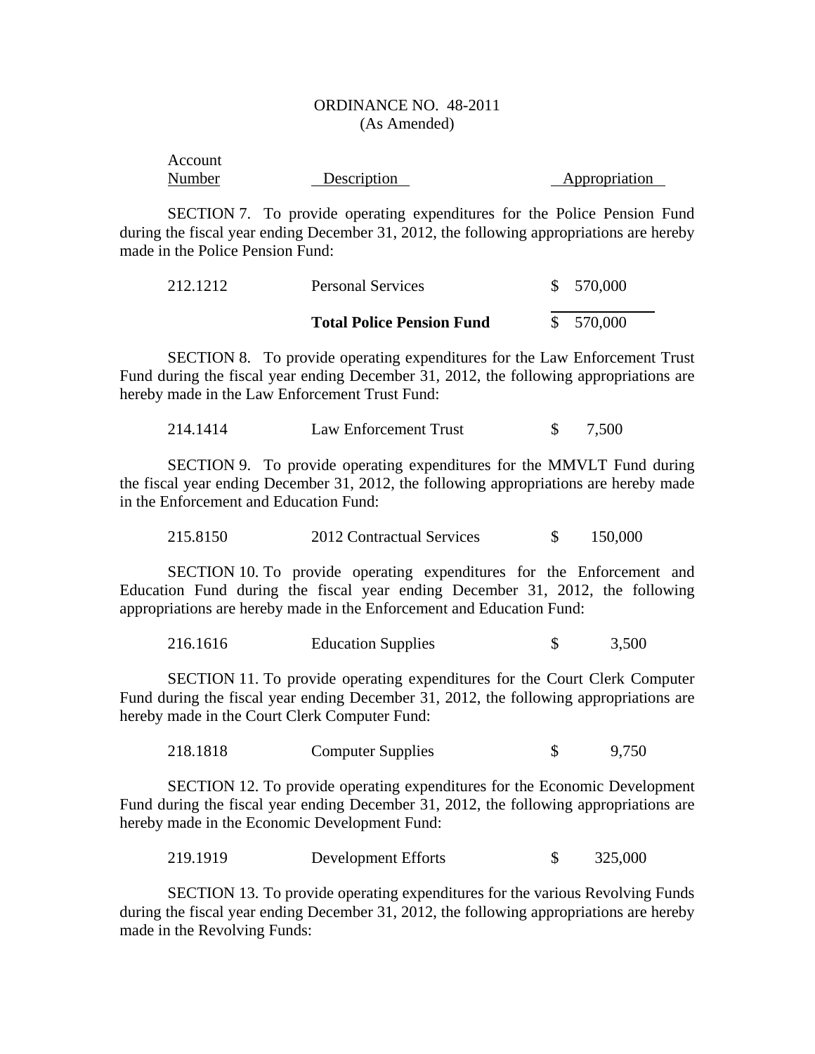ORDINANCE NO. 48-2011
(As Amended)

| Account Number | Description | Appropriation |
|---|---|---|

SECTION 7. To provide operating expenditures for the Police Pension Fund during the fiscal year ending December 31, 2012, the following appropriations are hereby made in the Police Pension Fund:

| | | |
|---|---|---|
| 212.1212 | Personal Services | $ 570,000 |
| | **Total Police Pension Fund** | $ 570,000 |

SECTION 8. To provide operating expenditures for the Law Enforcement Trust Fund during the fiscal year ending December 31, 2012, the following appropriations are hereby made in the Law Enforcement Trust Fund:

| | | |
|---|---|---|
| 214.1414 | Law Enforcement Trust | $ 7,500 |

SECTION 9. To provide operating expenditures for the MMVLT Fund during the fiscal year ending December 31, 2012, the following appropriations are hereby made in the Enforcement and Education Fund:

| | | |
|---|---|---|
| 215.8150 | 2012 Contractual Services | $ 150,000 |

SECTION 10. To provide operating expenditures for the Enforcement and Education Fund during the fiscal year ending December 31, 2012, the following appropriations are hereby made in the Enforcement and Education Fund:

| | | |
|---|---|---|
| 216.1616 | Education Supplies | $ 3,500 |

SECTION 11. To provide operating expenditures for the Court Clerk Computer Fund during the fiscal year ending December 31, 2012, the following appropriations are hereby made in the Court Clerk Computer Fund:

| | | |
|---|---|---|
| 218.1818 | Computer Supplies | $ 9,750 |

SECTION 12. To provide operating expenditures for the Economic Development Fund during the fiscal year ending December 31, 2012, the following appropriations are hereby made in the Economic Development Fund:

| | | |
|---|---|---|
| 219.1919 | Development Efforts | $ 325,000 |

SECTION 13. To provide operating expenditures for the various Revolving Funds during the fiscal year ending December 31, 2012, the following appropriations are hereby made in the Revolving Funds: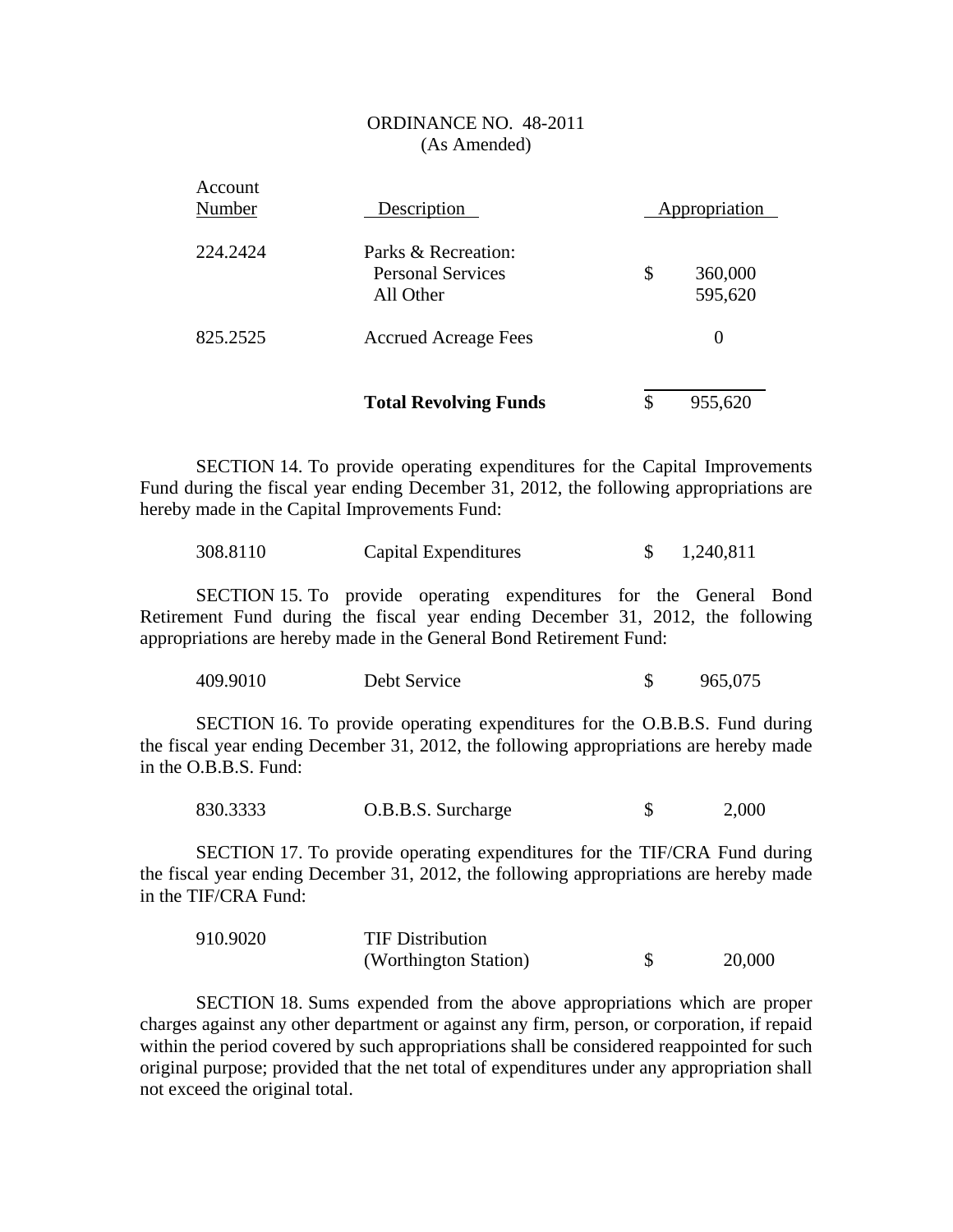ORDINANCE NO. 48-2011
(As Amended)

| Account Number | Description | Appropriation |
|---|---|---|
| 224.2424 | Parks & Recreation: | |
| | Personal Services | $ 360,000 |
| | All Other | 595,620 |
| 825.2525 | Accrued Acreage Fees | 0 |
| | **Total Revolving Funds** | $ 955,620 |

SECTION 14. To provide operating expenditures for the Capital Improvements Fund during the fiscal year ending December 31, 2012, the following appropriations are hereby made in the Capital Improvements Fund:

| | | |
|---|---|---|
| 308.8110 | Capital Expenditures | $ 1,240,811 |

SECTION 15. To provide operating expenditures for the General Bond Retirement Fund during the fiscal year ending December 31, 2012, the following appropriations are hereby made in the General Bond Retirement Fund:

| | | |
|---|---|---|
| 409.9010 | Debt Service | $ 965,075 |

SECTION 16. To provide operating expenditures for the O.B.B.S. Fund during the fiscal year ending December 31, 2012, the following appropriations are hereby made in the O.B.B.S. Fund:

| | | |
|---|---|---|
| 830.3333 | O.B.B.S. Surcharge | $ 2,000 |

SECTION 17. To provide operating expenditures for the TIF/CRA Fund during the fiscal year ending December 31, 2012, the following appropriations are hereby made in the TIF/CRA Fund:

| | | |
|---|---|---|
| 910.9020 | TIF Distribution (Worthington Station) | $ 20,000 |

SECTION 18. Sums expended from the above appropriations which are proper charges against any other department or against any firm, person, or corporation, if repaid within the period covered by such appropriations shall be considered reappointed for such original purpose; provided that the net total of expenditures under any appropriation shall not exceed the original total.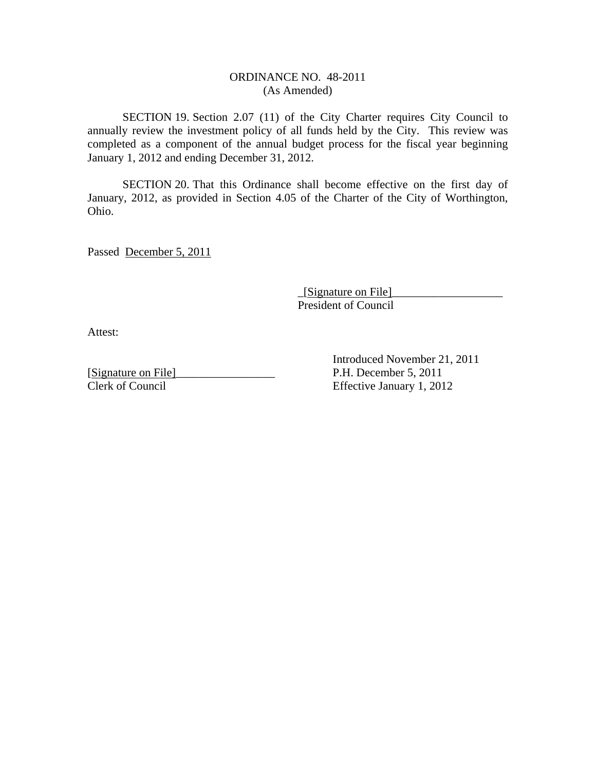ORDINANCE NO. 48-2011
(As Amended)

SECTION 19. Section 2.07 (11) of the City Charter requires City Council to annually review the investment policy of all funds held by the City. This review was completed as a component of the annual budget process for the fiscal year beginning January 1, 2012 and ending December 31, 2012.

SECTION 20. That this Ordinance shall become effective on the first day of January, 2012, as provided in Section 4.05 of the Charter of the City of Worthington, Ohio.

Passed December 5, 2011

_[Signature on File]___________________
President of Council

Attest:

[Signature on File]_________________
Clerk of Council

Introduced November 21, 2011
P.H. December 5, 2011
Effective January 1, 2012